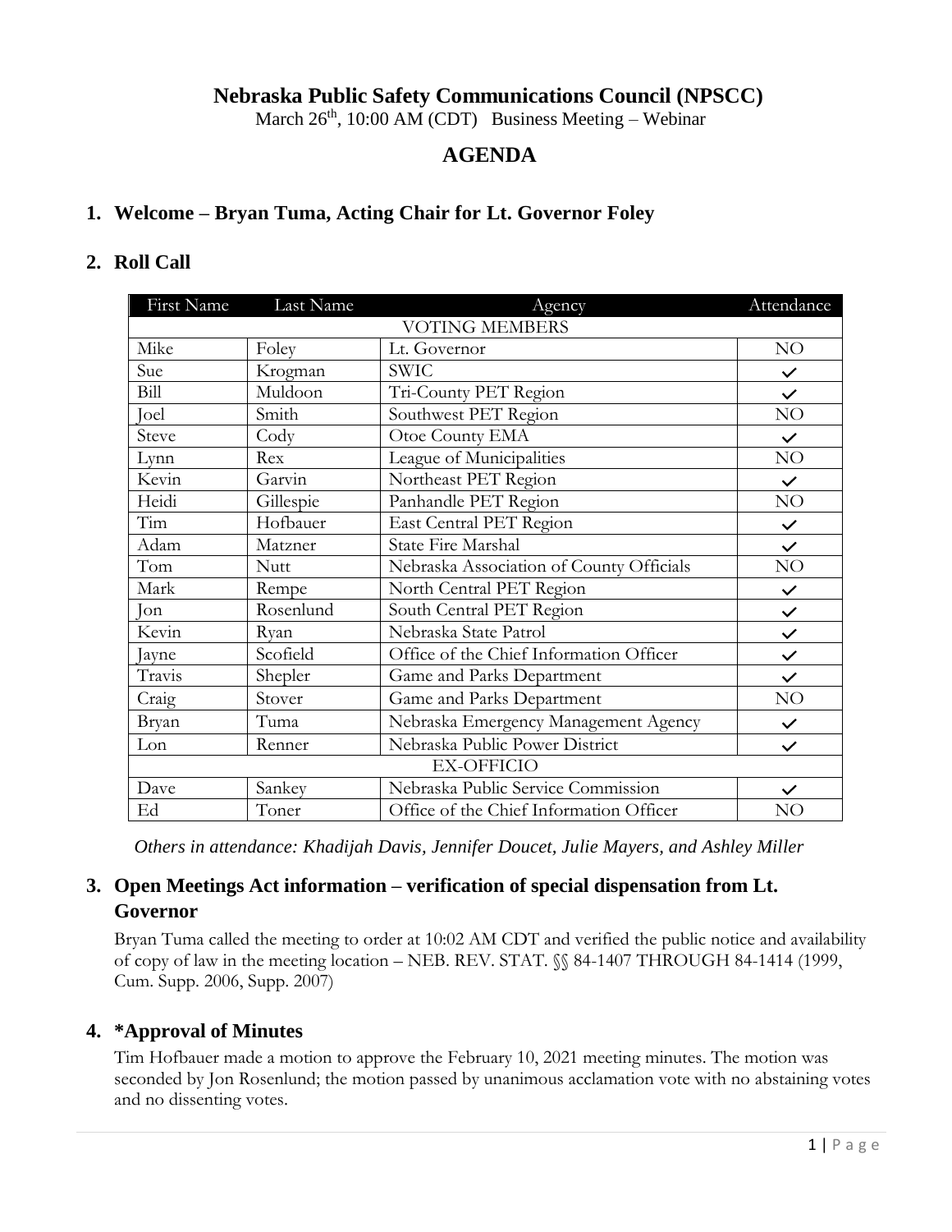# Nebraska Public Safety Communications Council (NPSCC)

March 26th, 10:00 AM (CDT) Business Meeting – Webinar

## AGENDA

### 1. Welcome – Bryan Tuma, Acting Chair for Lt. Governor Foley

### 2. Roll Call

| First Name | Last Name | Agency | Attendance |
|---|---|---|---|
| VOTING MEMBERS | | | |
| Mike | Foley | Lt. Governor | NO |
| Sue | Krogman | SWIC | ✓ |
| Bill | Muldoon | Tri-County PET Region | ✓ |
| Joel | Smith | Southwest PET Region | NO |
| Steve | Cody | Otoe County EMA | ✓ |
| Lynn | Rex | League of Municipalities | NO |
| Kevin | Garvin | Northeast PET Region | ✓ |
| Heidi | Gillespie | Panhandle PET Region | NO |
| Tim | Hofbauer | East Central PET Region | ✓ |
| Adam | Matzner | State Fire Marshal | ✓ |
| Tom | Nutt | Nebraska Association of County Officials | NO |
| Mark | Rempe | North Central PET Region | ✓ |
| Jon | Rosenlund | South Central PET Region | ✓ |
| Kevin | Ryan | Nebraska State Patrol | ✓ |
| Jayne | Scofield | Office of the Chief Information Officer | ✓ |
| Travis | Shepler | Game and Parks Department | ✓ |
| Craig | Stover | Game and Parks Department | NO |
| Bryan | Tuma | Nebraska Emergency Management Agency | ✓ |
| Lon | Renner | Nebraska Public Power District | ✓ |
| EX-OFFICIO | | | |
| Dave | Sankey | Nebraska Public Service Commission | ✓ |
| Ed | Toner | Office of the Chief Information Officer | NO |

*Others in attendance: Khadijah Davis, Jennifer Doucet, Julie Mayers, and Ashley Miller*

### 3. Open Meetings Act information – verification of special dispensation from Lt. Governor

Bryan Tuma called the meeting to order at 10:02 AM CDT and verified the public notice and availability of copy of law in the meeting location – NEB. REV. STAT. §§ 84-1407 THROUGH 84-1414 (1999, Cum. Supp. 2006, Supp. 2007)

### 4. *Approval of Minutes

Tim Hofbauer made a motion to approve the February 10, 2021 meeting minutes. The motion was seconded by Jon Rosenlund; the motion passed by unanimous acclamation vote with no abstaining votes and no dissenting votes.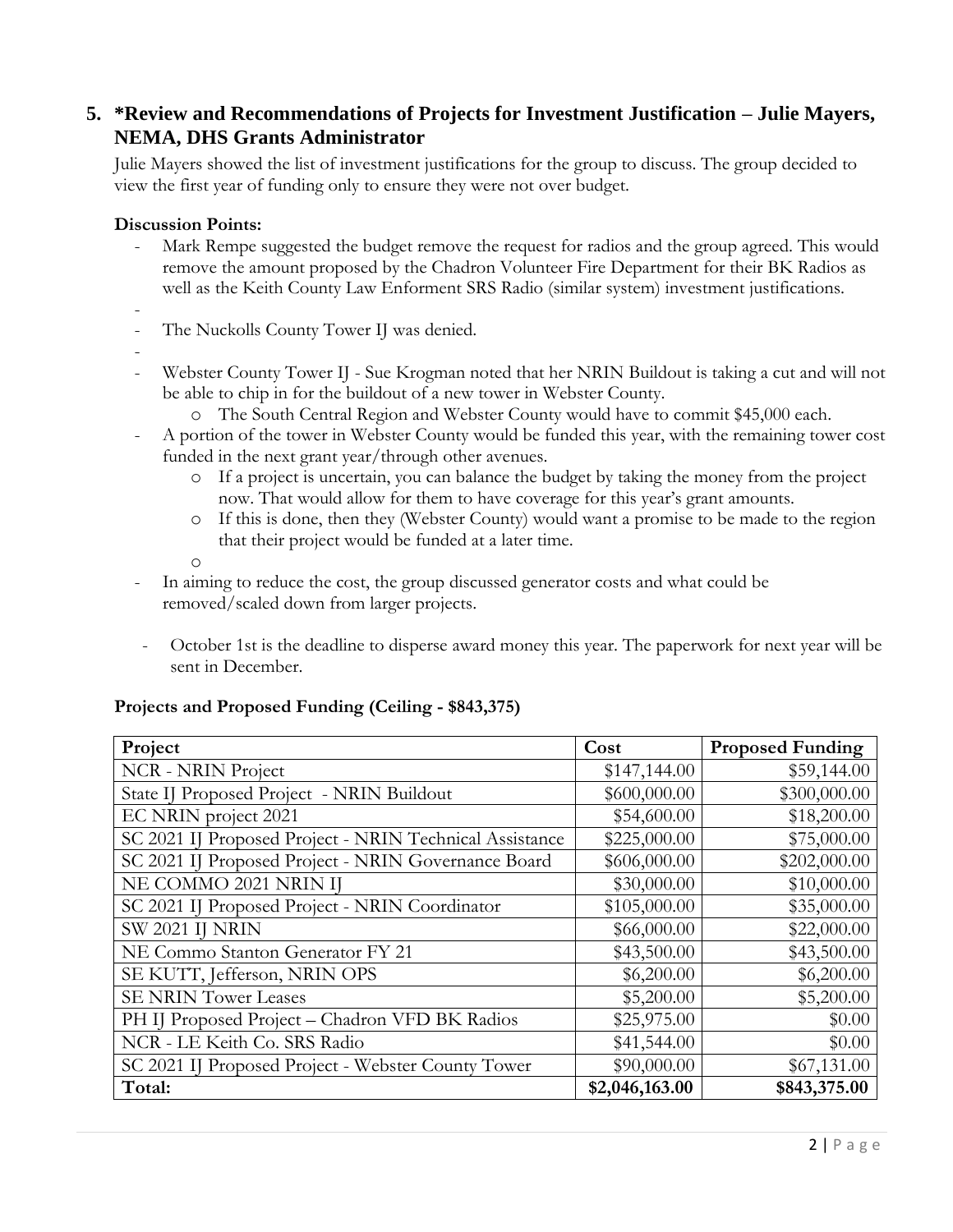## 5. *Review and Recommendations of Projects for Investment Justification – Julie Mayers, NEMA, DHS Grants Administrator

Julie Mayers showed the list of investment justifications for the group to discuss. The group decided to view the first year of funding only to ensure they were not over budget.

**Discussion Points:**

- Mark Rempe suggested the budget remove the request for radios and the group agreed. This would remove the amount proposed by the Chadron Volunteer Fire Department for their BK Radios as well as the Keith County Law Enforment SRS Radio (similar system) investment justifications.
- 
- The Nuckolls County Tower IJ was denied.
- 
- Webster County Tower IJ - Sue Krogman noted that her NRIN Buildout is taking a cut and will not be able to chip in for the buildout of a new tower in Webster County.
  - The South Central Region and Webster County would have to commit $45,000 each.
- A portion of the tower in Webster County would be funded this year, with the remaining tower cost funded in the next grant year/through other avenues.
  - If a project is uncertain, you can balance the budget by taking the money from the project now. That would allow for them to have coverage for this year's grant amounts.
  - If this is done, then they (Webster County) would want a promise to be made to the region that their project would be funded at a later time.
  - 
- In aiming to reduce the cost, the group discussed generator costs and what could be removed/scaled down from larger projects.
- October 1st is the deadline to disperse award money this year. The paperwork for next year will be sent in December.

**Projects and Proposed Funding (Ceiling - $843,375)**

| Project | Cost | Proposed Funding |
|---|---|---|
| NCR - NRIN Project | $147,144.00 | $59,144.00 |
| State IJ Proposed Project - NRIN Buildout | $600,000.00 | $300,000.00 |
| EC NRIN project 2021 | $54,600.00 | $18,200.00 |
| SC 2021 IJ Proposed Project - NRIN Technical Assistance | $225,000.00 | $75,000.00 |
| SC 2021 IJ Proposed Project - NRIN Governance Board | $606,000.00 | $202,000.00 |
| NE COMMO 2021 NRIN IJ | $30,000.00 | $10,000.00 |
| SC 2021 IJ Proposed Project - NRIN Coordinator | $105,000.00 | $35,000.00 |
| SW 2021 IJ NRIN | $66,000.00 | $22,000.00 |
| NE Commo Stanton Generator FY 21 | $43,500.00 | $43,500.00 |
| SE KUTT, Jefferson, NRIN OPS | $6,200.00 | $6,200.00 |
| SE NRIN Tower Leases | $5,200.00 | $5,200.00 |
| PH IJ Proposed Project – Chadron VFD BK Radios | $25,975.00 | $0.00 |
| NCR - LE Keith Co. SRS Radio | $41,544.00 | $0.00 |
| SC 2021 IJ Proposed Project - Webster County Tower | $90,000.00 | $67,131.00 |
| **Total:** | **$2,046,163.00** | **$843,375.00** |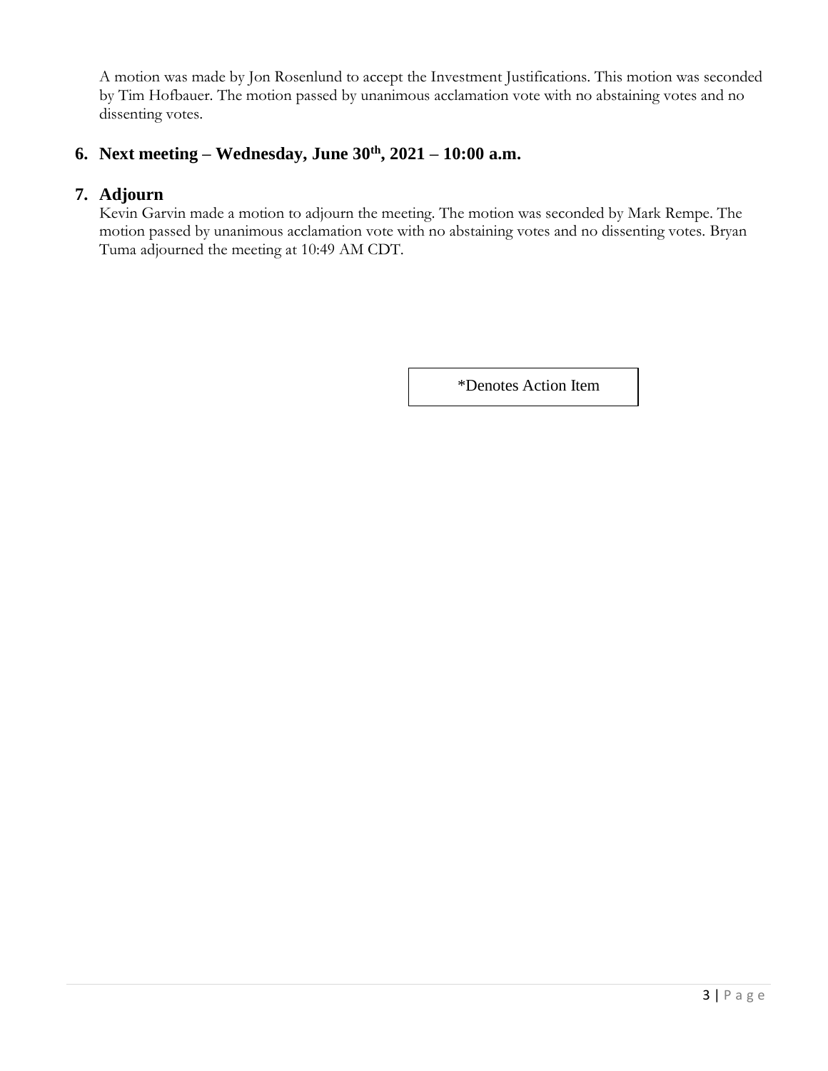A motion was made by Jon Rosenlund to accept the Investment Justifications. This motion was seconded by Tim Hofbauer. The motion passed by unanimous acclamation vote with no abstaining votes and no dissenting votes.

## 6. Next meeting – Wednesday, June 30th, 2021 – 10:00 a.m.

## 7. Adjourn

Kevin Garvin made a motion to adjourn the meeting. The motion was seconded by Mark Rempe. The motion passed by unanimous acclamation vote with no abstaining votes and no dissenting votes. Bryan Tuma adjourned the meeting at 10:49 AM CDT.

*Denotes Action Item